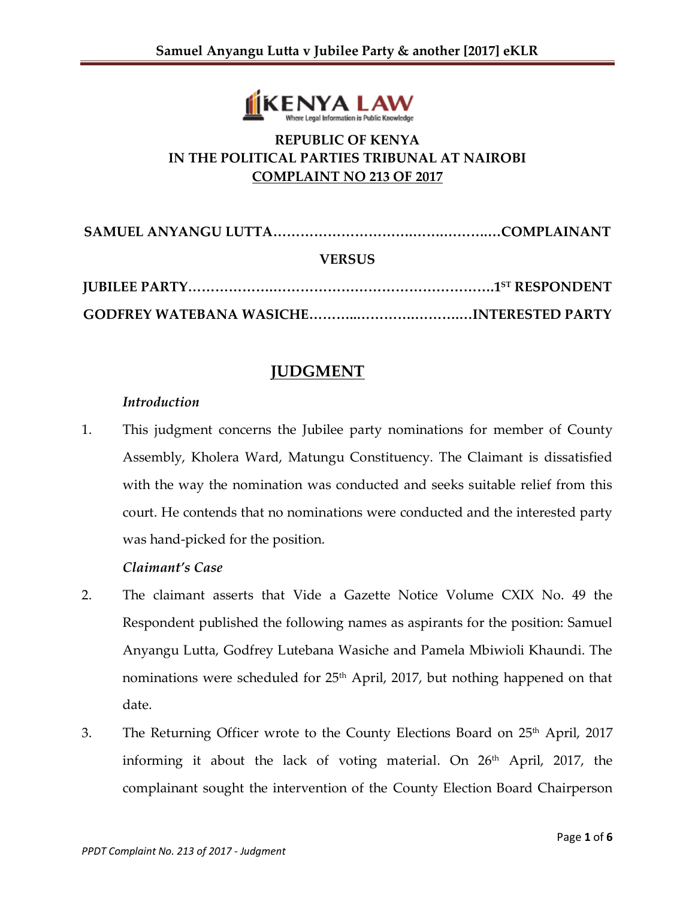KENYA LAW
Where Legal Information is Public Knowledge

**REPUBLIC OF KENYA**
**IN THE POLITICAL PARTIES TRIBUNAL AT NAIROBI**
**COMPLAINT NO 213 OF 2017**

**SAMUEL ANYANGU LUTTA………………………….……….………..…COMPLAINANT**

**VERSUS**

**JUBILEE PARTY…………….………………………………………….1ST RESPONDENT**

**GODFREY WATEBANA WASICHE……...……….…………..…INTERESTED PARTY**

# JUDGMENT

### *Introduction*

1. This judgment concerns the Jubilee party nominations for member of County Assembly, Kholera Ward, Matungu Constituency. The Claimant is dissatisfied with the way the nomination was conducted and seeks suitable relief from this court. He contends that no nominations were conducted and the interested party was hand-picked for the position.

### *Claimant's Case*

2. The claimant asserts that Vide a Gazette Notice Volume CXIX No. 49 the Respondent published the following names as aspirants for the position: Samuel Anyangu Lutta, Godfrey Lutebana Wasiche and Pamela Mbiwioli Khaundi. The nominations were scheduled for 25th April, 2017, but nothing happened on that date.

3. The Returning Officer wrote to the County Elections Board on 25th April, 2017 informing it about the lack of voting material. On 26th April, 2017, the complainant sought the intervention of the County Election Board Chairperson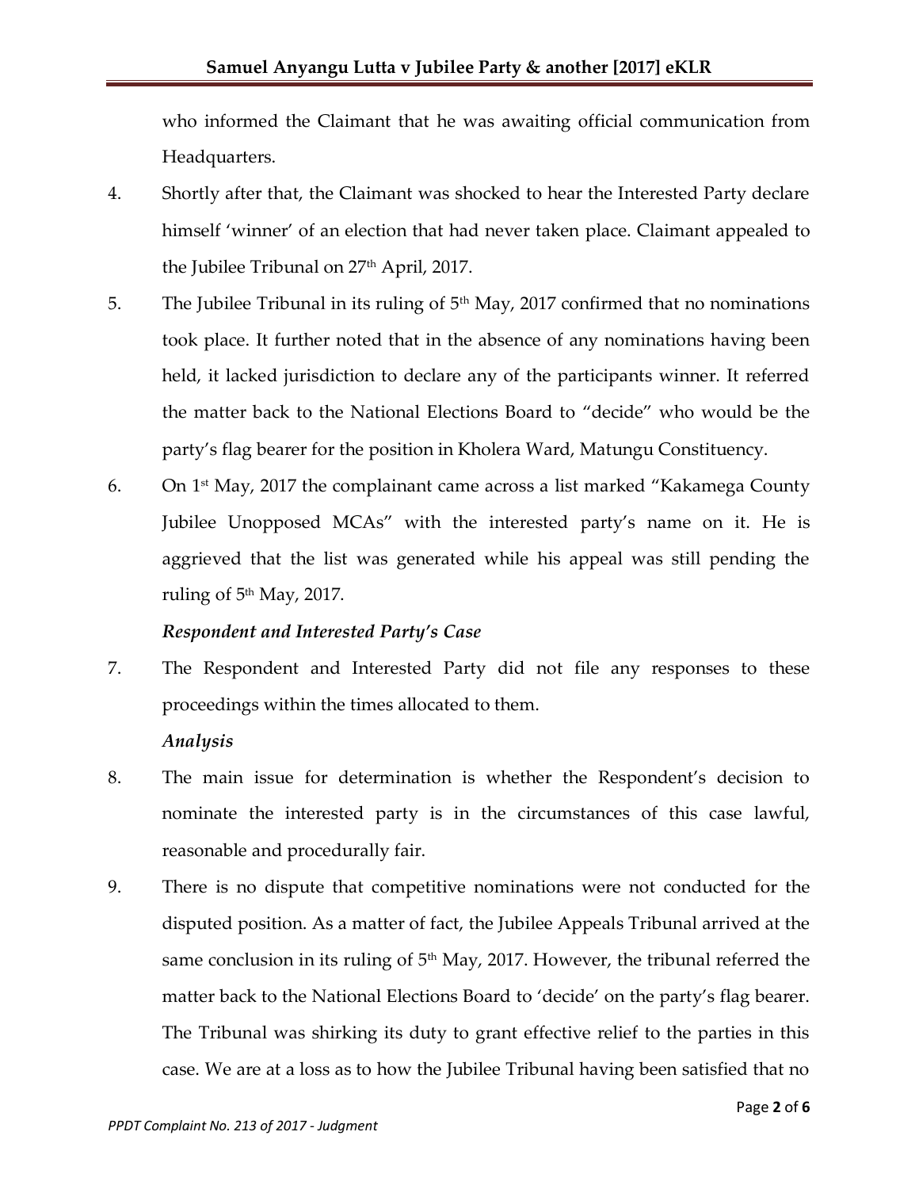who informed the Claimant that he was awaiting official communication from Headquarters.

4. Shortly after that, the Claimant was shocked to hear the Interested Party declare himself 'winner' of an election that had never taken place. Claimant appealed to the Jubilee Tribunal on 27th April, 2017.

5. The Jubilee Tribunal in its ruling of 5th May, 2017 confirmed that no nominations took place. It further noted that in the absence of any nominations having been held, it lacked jurisdiction to declare any of the participants winner. It referred the matter back to the National Elections Board to "decide" who would be the party's flag bearer for the position in Kholera Ward, Matungu Constituency.

6. On 1st May, 2017 the complainant came across a list marked "Kakamega County Jubilee Unopposed MCAs" with the interested party's name on it. He is aggrieved that the list was generated while his appeal was still pending the ruling of 5th May, 2017.

***Respondent and Interested Party's Case***

7. The Respondent and Interested Party did not file any responses to these proceedings within the times allocated to them.

***Analysis***

8. The main issue for determination is whether the Respondent's decision to nominate the interested party is in the circumstances of this case lawful, reasonable and procedurally fair.

9. There is no dispute that competitive nominations were not conducted for the disputed position. As a matter of fact, the Jubilee Appeals Tribunal arrived at the same conclusion in its ruling of 5th May, 2017. However, the tribunal referred the matter back to the National Elections Board to 'decide' on the party's flag bearer. The Tribunal was shirking its duty to grant effective relief to the parties in this case. We are at a loss as to how the Jubilee Tribunal having been satisfied that no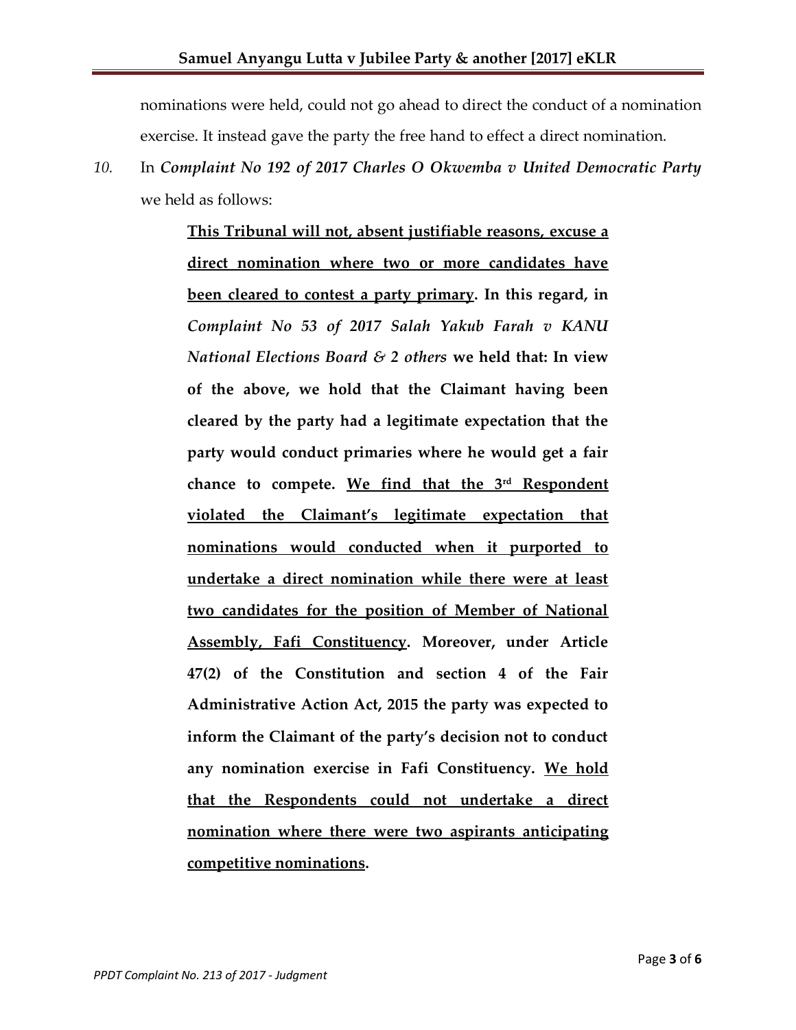nominations were held, could not go ahead to direct the conduct of a nomination exercise. It instead gave the party the free hand to effect a direct nomination.

*10.* In ***Complaint No 192 of 2017 Charles O Okwemba v United Democratic Party*** we held as follows:

> **<u>This Tribunal will not, absent justifiable reasons, excuse a direct nomination where two or more candidates have been cleared to contest a party primary</u>. In this regard, in *Complaint No 53 of 2017 Salah Yakub Farah v KANU National Elections Board & 2 others* we held that: In view of the above, we hold that the Claimant having been cleared by the party had a legitimate expectation that the party would conduct primaries where he would get a fair chance to compete. <u>We find that the 3rd Respondent violated the Claimant's legitimate expectation that nominations would conducted when it purported to undertake a direct nomination while there were at least two candidates for the position of Member of National Assembly, Fafi Constituency</u>. Moreover, under Article 47(2) of the Constitution and section 4 of the Fair Administrative Action Act, 2015 the party was expected to inform the Claimant of the party's decision not to conduct any nomination exercise in Fafi Constituency. <u>We hold that the Respondents could not undertake a direct nomination where there were two aspirants anticipating competitive nominations</u>.**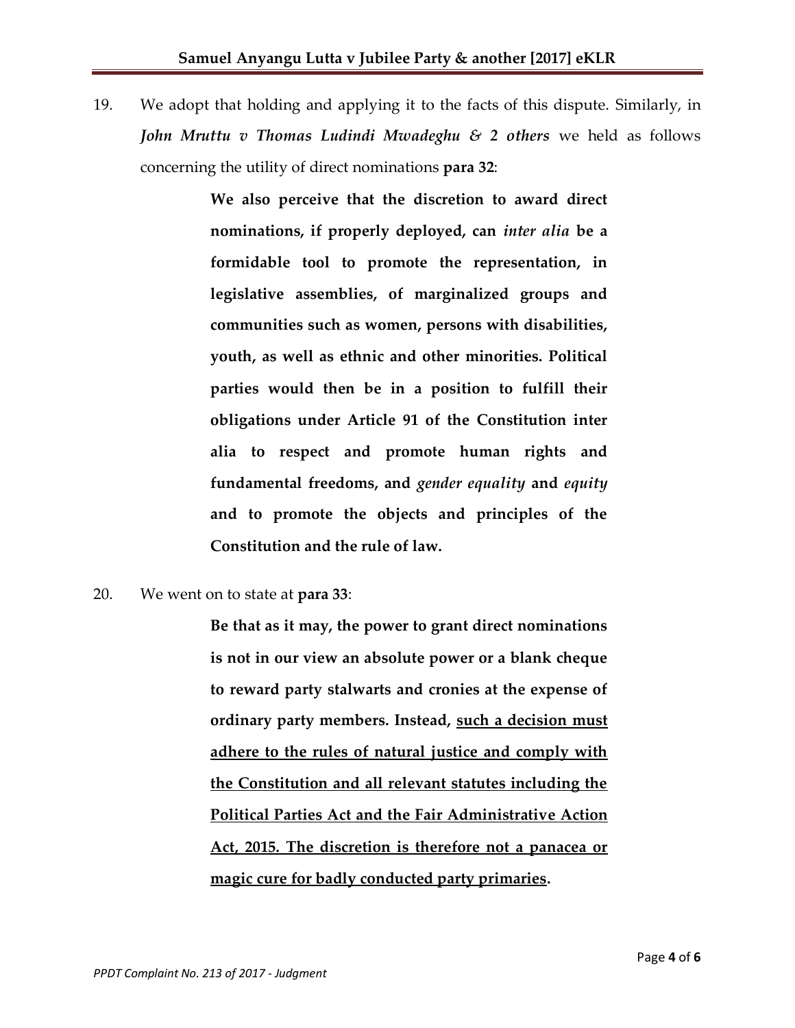19. We adopt that holding and applying it to the facts of this dispute. Similarly, in ***John Mruttu v Thomas Ludindi Mwadeghu & 2 others*** we held as follows concerning the utility of direct nominations **para 32**:

> **We also perceive that the discretion to award direct nominations, if properly deployed, can *inter alia* be a formidable tool to promote the representation, in legislative assemblies, of marginalized groups and communities such as women, persons with disabilities, youth, as well as ethnic and other minorities. Political parties would then be in a position to fulfill their obligations under Article 91 of the Constitution inter alia to respect and promote human rights and fundamental freedoms, and *gender equality* and *equity* and to promote the objects and principles of the Constitution and the rule of law.**

20. We went on to state at **para 33**:

> **Be that as it may, the power to grant direct nominations is not in our view an absolute power or a blank cheque to reward party stalwarts and cronies at the expense of ordinary party members. Instead, <u>such a decision must adhere to the rules of natural justice and comply with the Constitution and all relevant statutes including the Political Parties Act and the Fair Administrative Action Act, 2015. The discretion is therefore not a panacea or magic cure for badly conducted party primaries</u>.**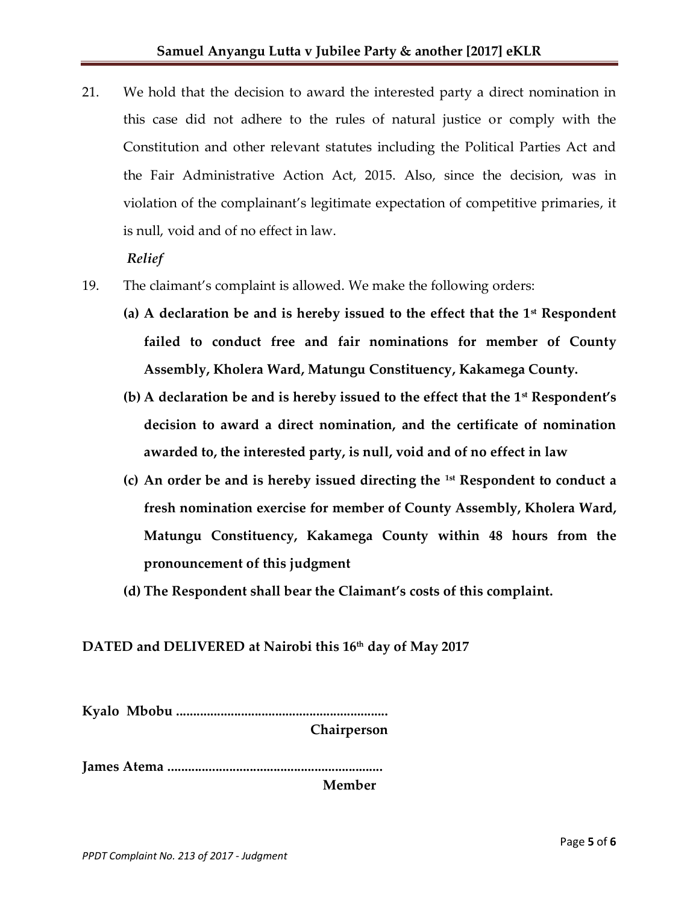21. We hold that the decision to award the interested party a direct nomination in this case did not adhere to the rules of natural justice or comply with the Constitution and other relevant statutes including the Political Parties Act and the Fair Administrative Action Act, 2015. Also, since the decision, was in violation of the complainant's legitimate expectation of competitive primaries, it is null, void and of no effect in law.

*Relief*

19. The claimant's complaint is allowed. We make the following orders:
    - **(a) A declaration be and is hereby issued to the effect that the 1st Respondent failed to conduct free and fair nominations for member of County Assembly, Kholera Ward, Matungu Constituency, Kakamega County.**
    - **(b) A declaration be and is hereby issued to the effect that the 1st Respondent's decision to award a direct nomination, and the certificate of nomination awarded to, the interested party, is null, void and of no effect in law**
    - **(c) An order be and is hereby issued directing the 1st Respondent to conduct a fresh nomination exercise for member of County Assembly, Kholera Ward, Matungu Constituency, Kakamega County within 48 hours from the pronouncement of this judgment**
    - **(d) The Respondent shall bear the Claimant's costs of this complaint.**

**DATED and DELIVERED at Nairobi this 16th day of May 2017**

**Kyalo Mbobu ............................................................**
**Chairperson**

**James Atema ............................................................**
**Member**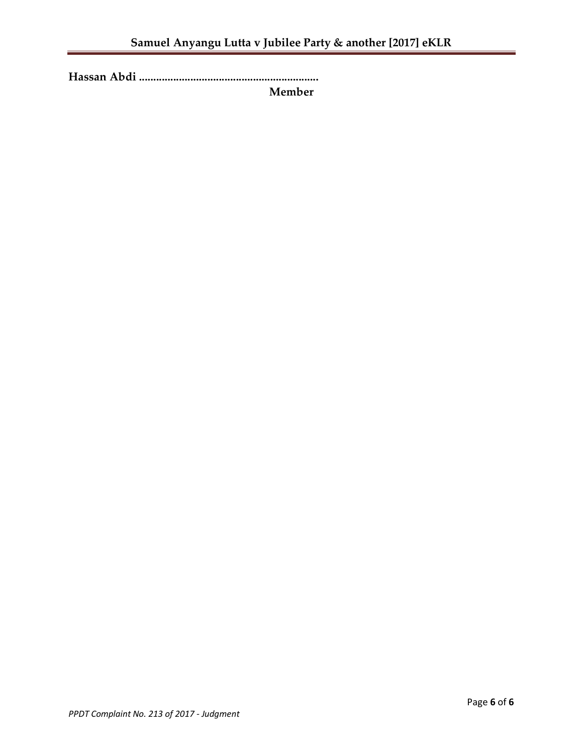**Hassan Abdi .............................................................**

**Member**